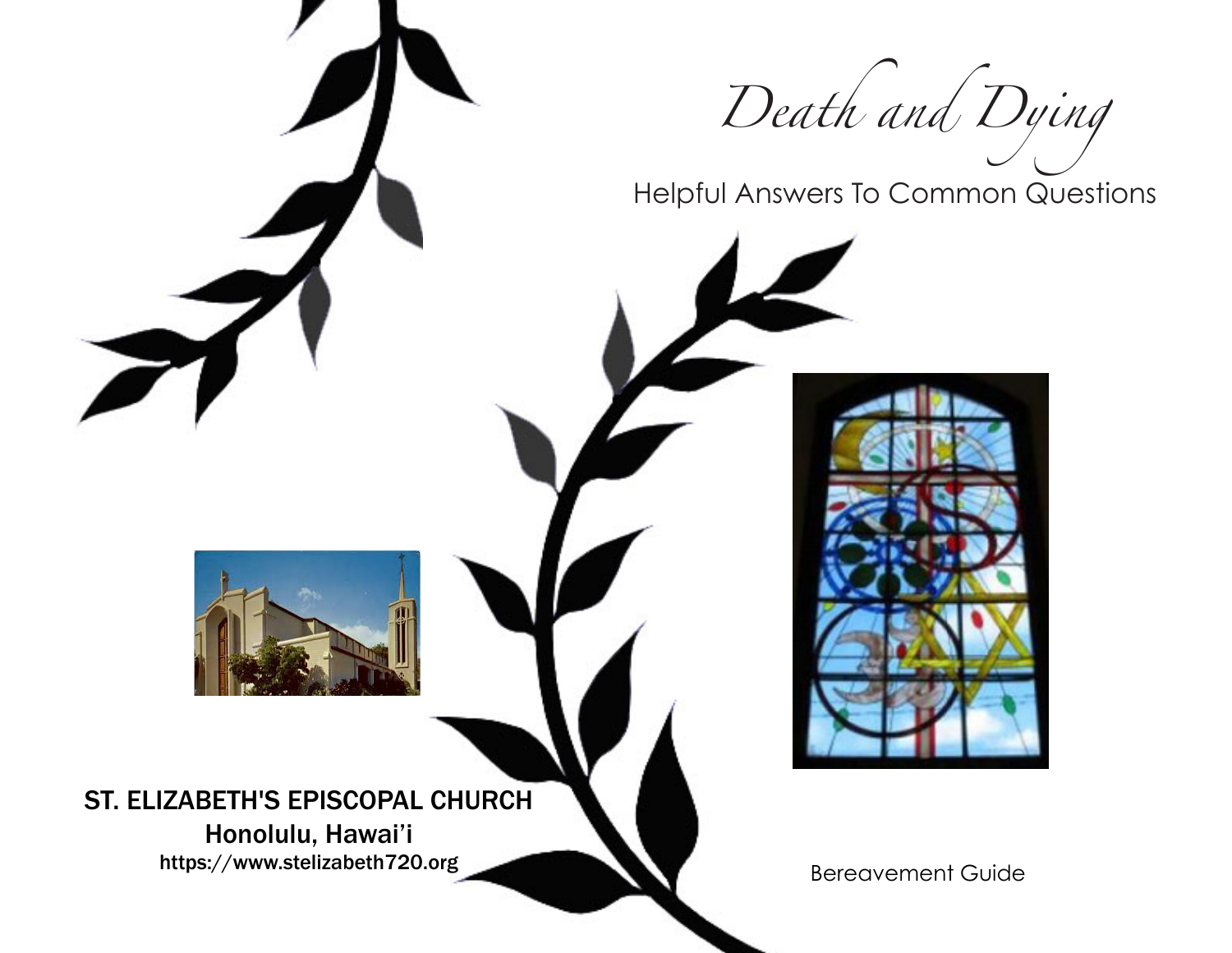# *Death and Dying*

## Helpful Answers To Common Questions

**ST. ELIZABETH'S EPISCOPAL CHURCH**
**Honolulu, Hawai'i**
**https://www.stelizabeth720.org**

Bereavement Guide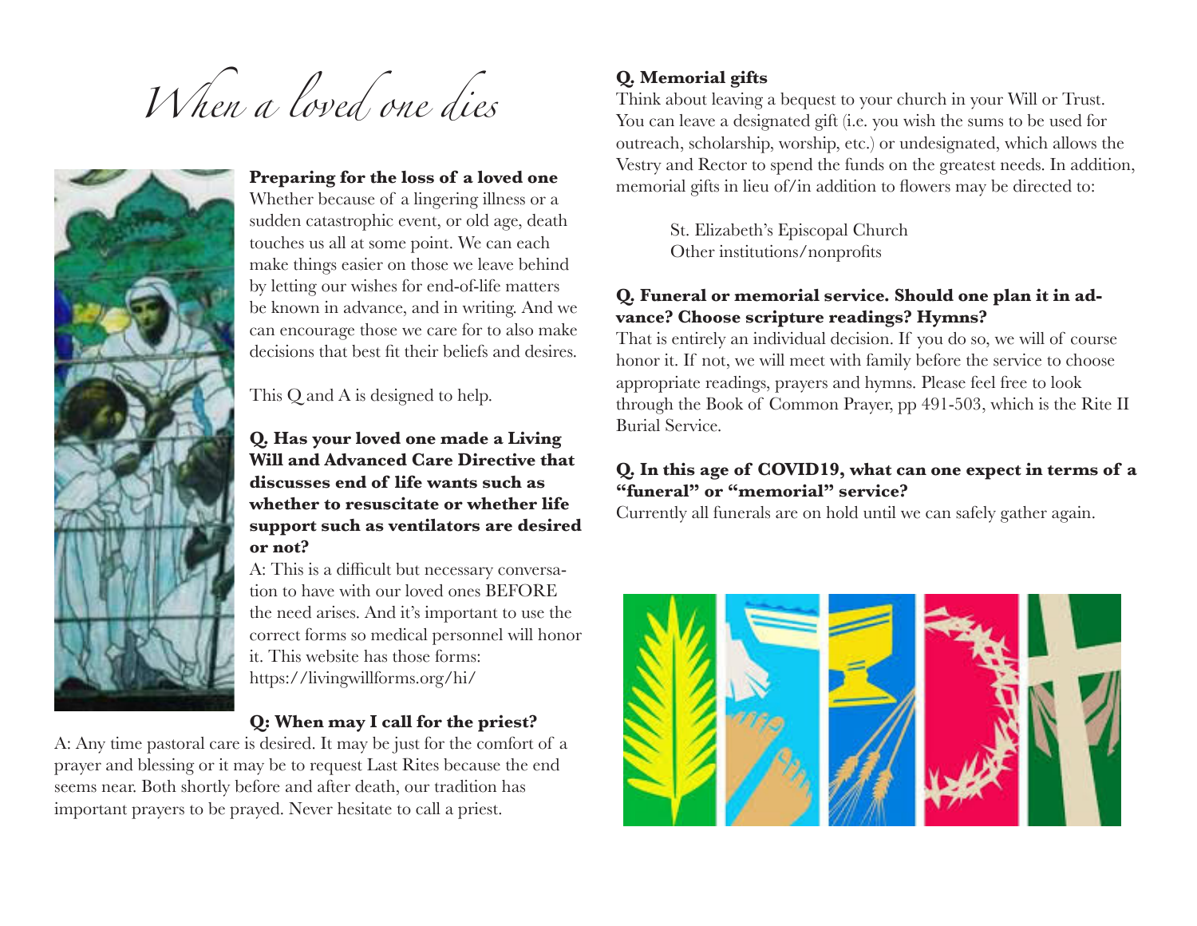# *When a loved one dies*

**Preparing for the loss of a loved one**

Whether because of a lingering illness or a sudden catastrophic event, or old age, death touches us all at some point. We can each make things easier on those we leave behind by letting our wishes for end-of-life matters be known in advance, and in writing. And we can encourage those we care for to also make decisions that best fit their beliefs and desires.

This Q and A is designed to help.

**Q. Has your loved one made a Living Will and Advanced Care Directive that discusses end of life wants such as whether to resuscitate or whether life support such as ventilators are desired or not?**

A: This is a difficult but necessary conversation to have with our loved ones BEFORE the need arises. And it's important to use the correct forms so medical personnel will honor it. This website has those forms: https://livingwillforms.org/hi/

**Q: When may I call for the priest?**

A: Any time pastoral care is desired. It may be just for the comfort of a prayer and blessing or it may be to request Last Rites because the end seems near. Both shortly before and after death, our tradition has important prayers to be prayed. Never hesitate to call a priest.

**Q. Memorial gifts**

Think about leaving a bequest to your church in your Will or Trust. You can leave a designated gift (i.e. you wish the sums to be used for outreach, scholarship, worship, etc.) or undesignated, which allows the Vestry and Rector to spend the funds on the greatest needs. In addition, memorial gifts in lieu of/in addition to flowers may be directed to:

St. Elizabeth's Episcopal Church
Other institutions/nonprofits

**Q. Funeral or memorial service. Should one plan it in advance? Choose scripture readings? Hymns?**

That is entirely an individual decision. If you do so, we will of course honor it. If not, we will meet with family before the service to choose appropriate readings, prayers and hymns. Please feel free to look through the Book of Common Prayer, pp 491-503, which is the Rite II Burial Service.

**Q. In this age of COVID19, what can one expect in terms of a "funeral" or "memorial" service?**

Currently all funerals are on hold until we can safely gather again.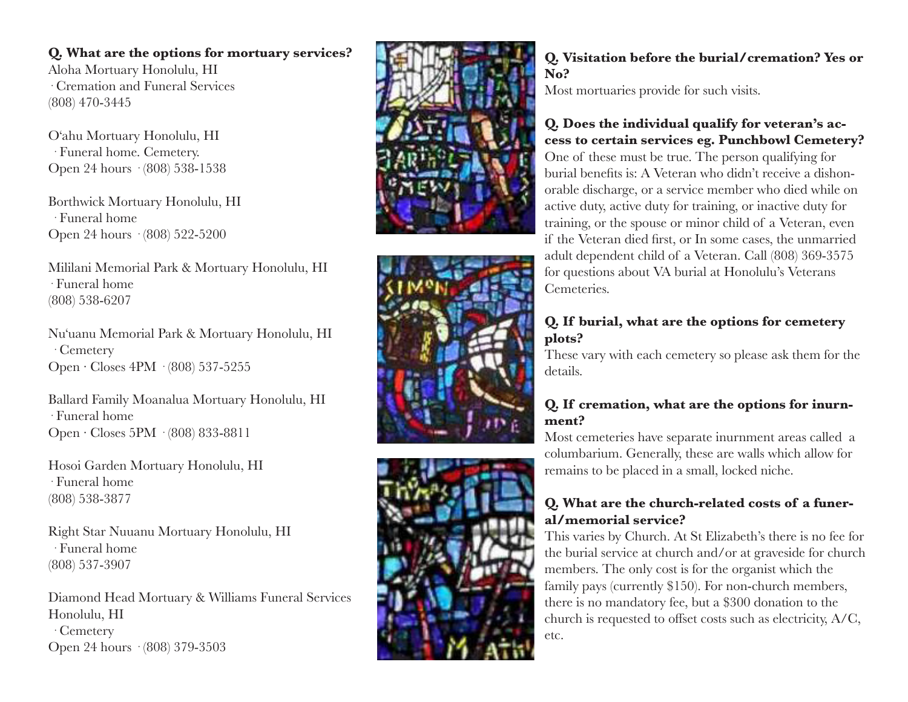**Q. What are the options for mortuary services?**

Aloha Mortuary Honolulu, HI
· Cremation and Funeral Services
(808) 470-3445

O'ahu Mortuary Honolulu, HI
· Funeral home. Cemetery.
Open 24 hours · (808) 538-1538

Borthwick Mortuary Honolulu, HI
· Funeral home
Open 24 hours · (808) 522-5200

Mililani Memorial Park & Mortuary Honolulu, HI
· Funeral home
(808) 538-6207

Nu'uanu Memorial Park & Mortuary Honolulu, HI
· Cemetery
Open · Closes 4PM · (808) 537-5255

Ballard Family Moanalua Mortuary Honolulu, HI
· Funeral home
Open · Closes 5PM · (808) 833-8811

Hosoi Garden Mortuary Honolulu, HI
· Funeral home
(808) 538-3877

Right Star Nuuanu Mortuary Honolulu, HI
· Funeral home
(808) 537-3907

Diamond Head Mortuary & Williams Funeral Services Honolulu, HI
· Cemetery
Open 24 hours · (808) 379-3503

**Q. Visitation before the burial/cremation? Yes or No?**

Most mortuaries provide for such visits.

**Q. Does the individual qualify for veteran's access to certain services eg. Punchbowl Cemetery?**

One of these must be true. The person qualifying for burial benefits is: A Veteran who didn't receive a dishonorable discharge, or a service member who died while on active duty, active duty for training, or inactive duty for training, or the spouse or minor child of a Veteran, even if the Veteran died first, or In some cases, the unmarried adult dependent child of a Veteran. Call (808) 369-3575 for questions about VA burial at Honolulu's Veterans Cemeteries.

**Q. If burial, what are the options for cemetery plots?**

These vary with each cemetery so please ask them for the details.

**Q. If cremation, what are the options for inurnment?**

Most cemeteries have separate inurnment areas called a columbarium. Generally, these are walls which allow for remains to be placed in a small, locked niche.

**Q. What are the church-related costs of a funeral/memorial service?**

This varies by Church. At St Elizabeth's there is no fee for the burial service at church and/or at graveside for church members. The only cost is for the organist which the family pays (currently $150). For non-church members, there is no mandatory fee, but a $300 donation to the church is requested to offset costs such as electricity, A/C, etc.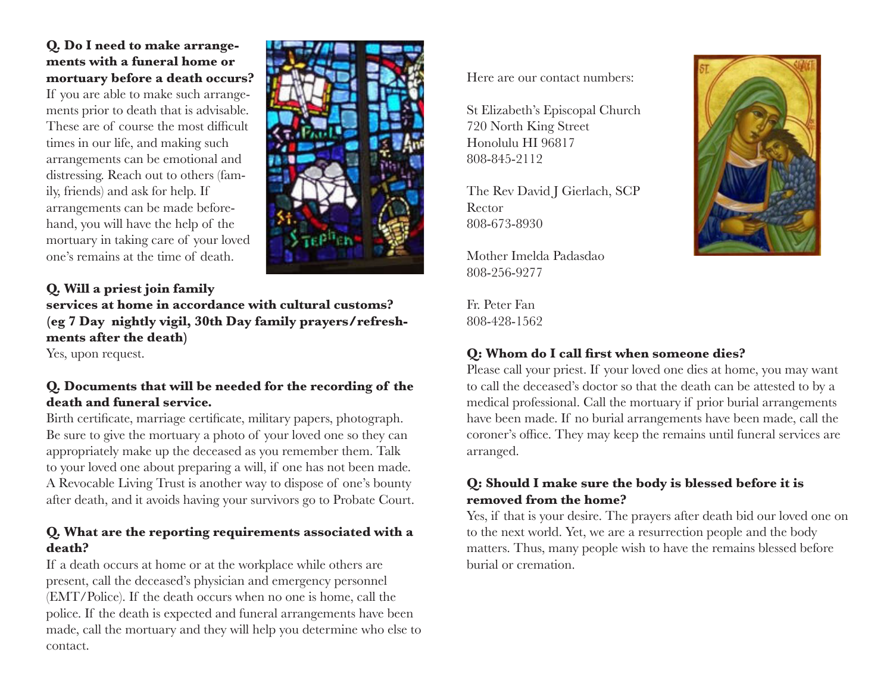**Q. Do I need to make arrangements with a funeral home or mortuary before a death occurs?**

If you are able to make such arrangements prior to death that is advisable. These are of course the most difficult times in our life, and making such arrangements can be emotional and distressing. Reach out to others (family, friends) and ask for help. If arrangements can be made beforehand, you will have the help of the mortuary in taking care of your loved one's remains at the time of death.

**Q. Will a priest join family services at home in accordance with cultural customs? (eg 7 Day nightly vigil, 30th Day family prayers/refreshments after the death)**

Yes, upon request.

**Q. Documents that will be needed for the recording of the death and funeral service.**

Birth certificate, marriage certificate, military papers, photograph. Be sure to give the mortuary a photo of your loved one so they can appropriately make up the deceased as you remember them. Talk to your loved one about preparing a will, if one has not been made. A Revocable Living Trust is another way to dispose of one's bounty after death, and it avoids having your survivors go to Probate Court.

**Q. What are the reporting requirements associated with a death?**

If a death occurs at home or at the workplace while others are present, call the deceased's physician and emergency personnel (EMT/Police). If the death occurs when no one is home, call the police. If the death is expected and funeral arrangements have been made, call the mortuary and they will help you determine who else to contact.

Here are our contact numbers:

St Elizabeth's Episcopal Church
720 North King Street
Honolulu HI 96817
808-845-2112

The Rev David J Gierlach, SCP
Rector
808-673-8930

Mother Imelda Padasdao
808-256-9277

Fr. Peter Fan
808-428-1562

**Q: Whom do I call first when someone dies?**

Please call your priest. If your loved one dies at home, you may want to call the deceased's doctor so that the death can be attested to by a medical professional. Call the mortuary if prior burial arrangements have been made. If no burial arrangements have been made, call the coroner's office. They may keep the remains until funeral services are arranged.

**Q: Should I make sure the body is blessed before it is removed from the home?**

Yes, if that is your desire. The prayers after death bid our loved one on to the next world. Yet, we are a resurrection people and the body matters. Thus, many people wish to have the remains blessed before burial or cremation.